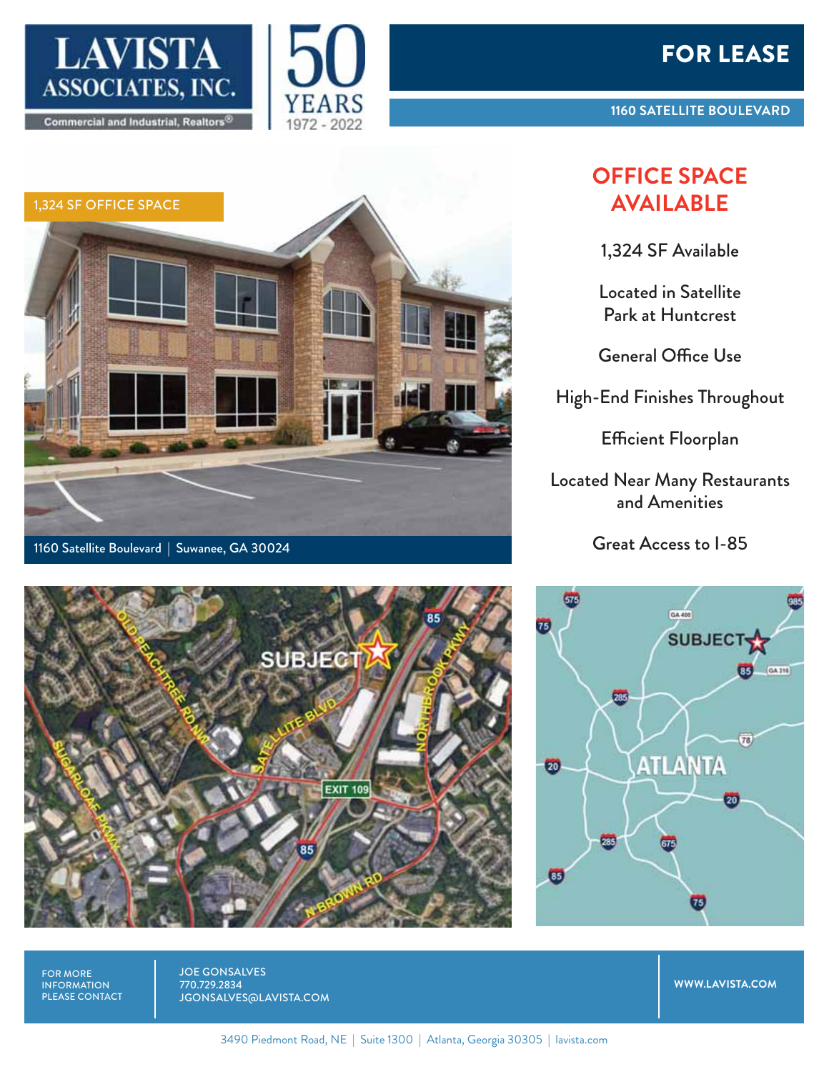LAVISTA ASSOCIATES, INC.

Commercial and Industrial, Realtors®

50 YEARS 1972 - 2022

# FOR LEASE

**1160 SATELLITE BOULEVARD**

1,324 SF OFFICE SPACE

1160 Satellite Boulevard | Suwanee, GA 30024

## OFFICE SPACE AVAILABLE

1,324 SF Available

Located in Satellite Park at Huntcrest

General Office Use

High-End Finishes Throughout

Efficient Floorplan

Located Near Many Restaurants and Amenities

Great Access to I-85

FOR MORE INFORMATION PLEASE CONTACT

JOE GONSALVES
770.729.2834
JGONSALVES@LAVISTA.COM

WWW.LAVISTA.COM

3490 Piedmont Road, NE | Suite 1300 | Atlanta, Georgia 30305 | lavista.com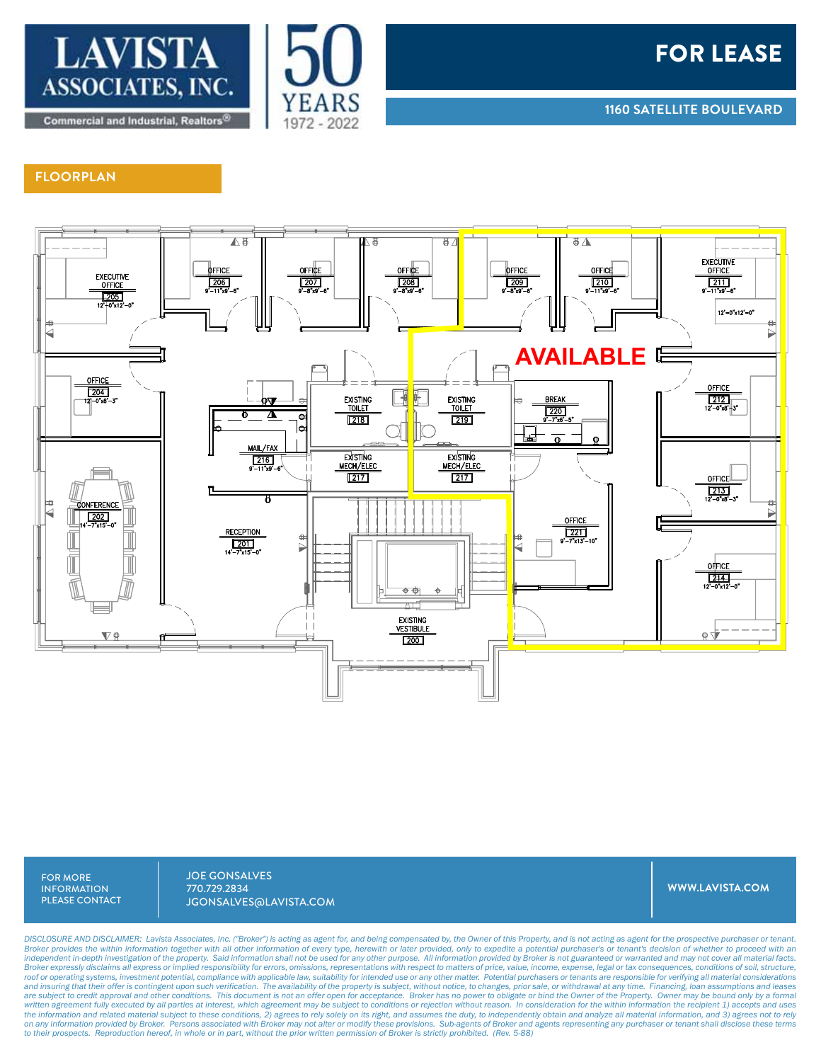# LAVISTA ASSOCIATES, INC.

Commercial and Industrial, Realtors®

50 YEARS 1972 - 2022

## FOR LEASE

**1160 SATELLITE BOULEVARD**

## FLOORPLAN

AVAILABLE

EXECUTIVE OFFICE 205 12'-0"x12'-0"

OFFICE 206 9'-11"x9'-6"

OFFICE 207 9'-8"x9'-6"

OFFICE 208 9'-8"x9'-6"

OFFICE 209 9'-8"x9'-6"

OFFICE 210 9'-11"x9'-6"

EXECUTIVE OFFICE 211 9'-11"x9'-6" 12'-0"x12'-0"

OFFICE 204 12'-0"x8'-3"

EXISTING TOILET 218

EXISTING TOILET 219

BREAK 220 9'-7"x6'-5"

OFFICE 212 12'-0"x8'-3"

MAIL/FAX 216 9'-11"x9'-6"

EXISTING MECH/ELEC 217

EXISTING MECH/ELEC 217

OFFICE 213 12'-0"x8'-3"

CONFERENCE 202 14'-7"x15'-0"

RECEPTION 201 14'-7"x15'-0"

OFFICE 221 9'-7"x13'-10"

OFFICE 214 12'-0"x12'-0"

EXISTING VESTIBULE 200

FOR MORE INFORMATION PLEASE CONTACT

JOE GONSALVES
770.729.2834
JGONSALVES@LAVISTA.COM

WWW.LAVISTA.COM

*DISCLOSURE AND DISCLAIMER: Lavista Associates, Inc. ("Broker") is acting as agent for, and being compensated by, the Owner of this Property, and is not acting as agent for the prospective purchaser or tenant. Broker provides the within information together with all other information of every type, herewith or later provided, only to expedite a potential purchaser's or tenant's decision of whether to proceed with an independent in-depth investigation of the property. Said information shall not be used for any other purpose. All information provided by Broker is not guaranteed or warranted and may not cover all material facts. Broker expressly disclaims all express or implied responsibility for errors, omissions, representations with respect to matters of price, value, income, expense, legal or tax consequences, conditions of soil, structure, roof or operating systems, investment potential, compliance with applicable law, suitability for intended use or any other matter. Potential purchasers or tenants are responsible for verifying all material considerations and insuring that their offer is contingent upon such verification. The availability of the property is subject, without notice, to changes, prior sale, or withdrawal at any time. Financing, loan assumptions and leases are subject to credit approval and other conditions. This document is not an offer open for acceptance. Broker has no power to obligate or bind the Owner of the Property. Owner may be bound only by a formal written agreement fully executed by all parties at interest, which agreement may be subject to conditions or rejection without reason. In consideration for the within information the recipient 1) accepts and uses the information and related material subject to these conditions, 2) agrees to rely solely on its right, and assumes the duty, to independently obtain and analyze all material information, and 3) agrees not to rely on any information provided by Broker. Persons associated with Broker may not alter or modify these provisions. Sub-agents of Broker and agents representing any purchaser or tenant shall disclose these terms to their prospects. Reproduction hereof, in whole or in part, without the prior written permission of Broker is strictly prohibited. (Rev. 5-88)*